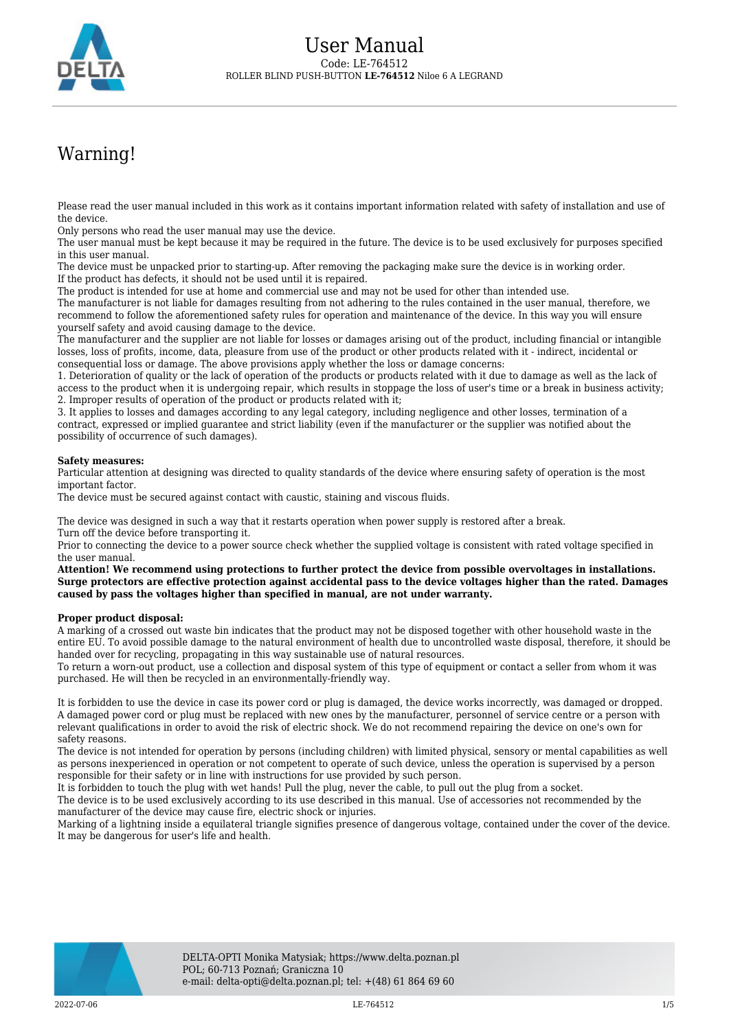# User Manual

Code: LE-764512

ROLLER BLIND PUSH-BUTTON **LE-764512** Niloe 6 A LEGRAND

## Warning!

Please read the user manual included in this work as it contains important information related with safety of installation and use of the device.
Only persons who read the user manual may use the device.
The user manual must be kept because it may be required in the future. The device is to be used exclusively for purposes specified in this user manual.
The device must be unpacked prior to starting-up. After removing the packaging make sure the device is in working order.
If the product has defects, it should not be used until it is repaired.
The product is intended for use at home and commercial use and may not be used for other than intended use.
The manufacturer is not liable for damages resulting from not adhering to the rules contained in the user manual, therefore, we recommend to follow the aforementioned safety rules for operation and maintenance of the device. In this way you will ensure yourself safety and avoid causing damage to the device.
The manufacturer and the supplier are not liable for losses or damages arising out of the product, including financial or intangible losses, loss of profits, income, data, pleasure from use of the product or other products related with it - indirect, incidental or consequential loss or damage. The above provisions apply whether the loss or damage concerns:
1. Deterioration of quality or the lack of operation of the products or products related with it due to damage as well as the lack of access to the product when it is undergoing repair, which results in stoppage the loss of user's time or a break in business activity;
2. Improper results of operation of the product or products related with it;
3. It applies to losses and damages according to any legal category, including negligence and other losses, termination of a contract, expressed or implied guarantee and strict liability (even if the manufacturer or the supplier was notified about the possibility of occurrence of such damages).

**Safety measures:**
Particular attention at designing was directed to quality standards of the device where ensuring safety of operation is the most important factor.
The device must be secured against contact with caustic, staining and viscous fluids.

The device was designed in such a way that it restarts operation when power supply is restored after a break.
Turn off the device before transporting it.
Prior to connecting the device to a power source check whether the supplied voltage is consistent with rated voltage specified in the user manual.
**Attention! We recommend using protections to further protect the device from possible overvoltages in installations. Surge protectors are effective protection against accidental pass to the device voltages higher than the rated. Damages caused by pass the voltages higher than specified in manual, are not under warranty.**

**Proper product disposal:**
A marking of a crossed out waste bin indicates that the product may not be disposed together with other household waste in the entire EU. To avoid possible damage to the natural environment of health due to uncontrolled waste disposal, therefore, it should be handed over for recycling, propagating in this way sustainable use of natural resources.
To return a worn-out product, use a collection and disposal system of this type of equipment or contact a seller from whom it was purchased. He will then be recycled in an environmentally-friendly way.

It is forbidden to use the device in case its power cord or plug is damaged, the device works incorrectly, was damaged or dropped. A damaged power cord or plug must be replaced with new ones by the manufacturer, personnel of service centre or a person with relevant qualifications in order to avoid the risk of electric shock. We do not recommend repairing the device on one's own for safety reasons.
The device is not intended for operation by persons (including children) with limited physical, sensory or mental capabilities as well as persons inexperienced in operation or not competent to operate of such device, unless the operation is supervised by a person responsible for their safety or in line with instructions for use provided by such person.
It is forbidden to touch the plug with wet hands! Pull the plug, never the cable, to pull out the plug from a socket.
The device is to be used exclusively according to its use described in this manual. Use of accessories not recommended by the manufacturer of the device may cause fire, electric shock or injuries.
Marking of a lightning inside a equilateral triangle signifies presence of dangerous voltage, contained under the cover of the device. It may be dangerous for user's life and health.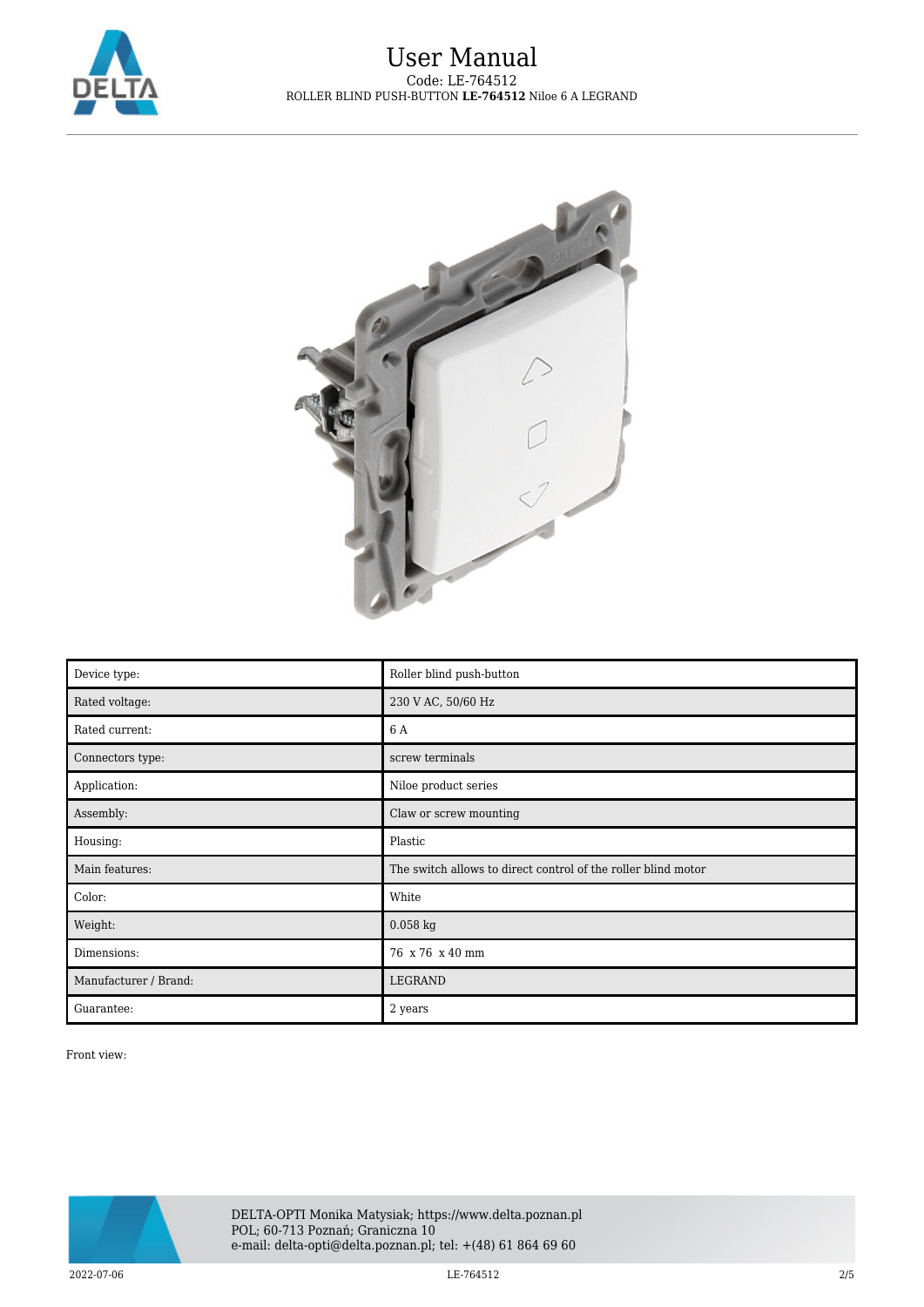| Device type: | Roller blind push-button |
| --- | --- |
| Rated voltage: | 230 V AC, 50/60 Hz |
| Rated current: | 6 A |
| Connectors type: | screw terminals |
| Application: | Niloe product series |
| Assembly: | Claw or screw mounting |
| Housing: | Plastic |
| Main features: | The switch allows to direct control of the roller blind motor |
| Color: | White |
| Weight: | 0.058 kg |
| Dimensions: | 76 x 76 x 40 mm |
| Manufacturer / Brand: | LEGRAND |
| Guarantee: | 2 years |

Front view: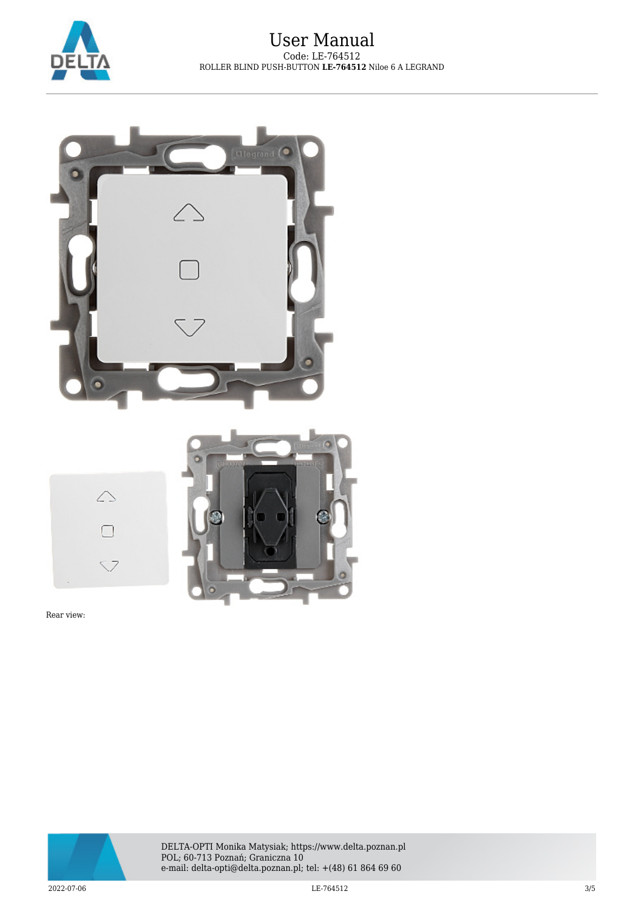Rear view: